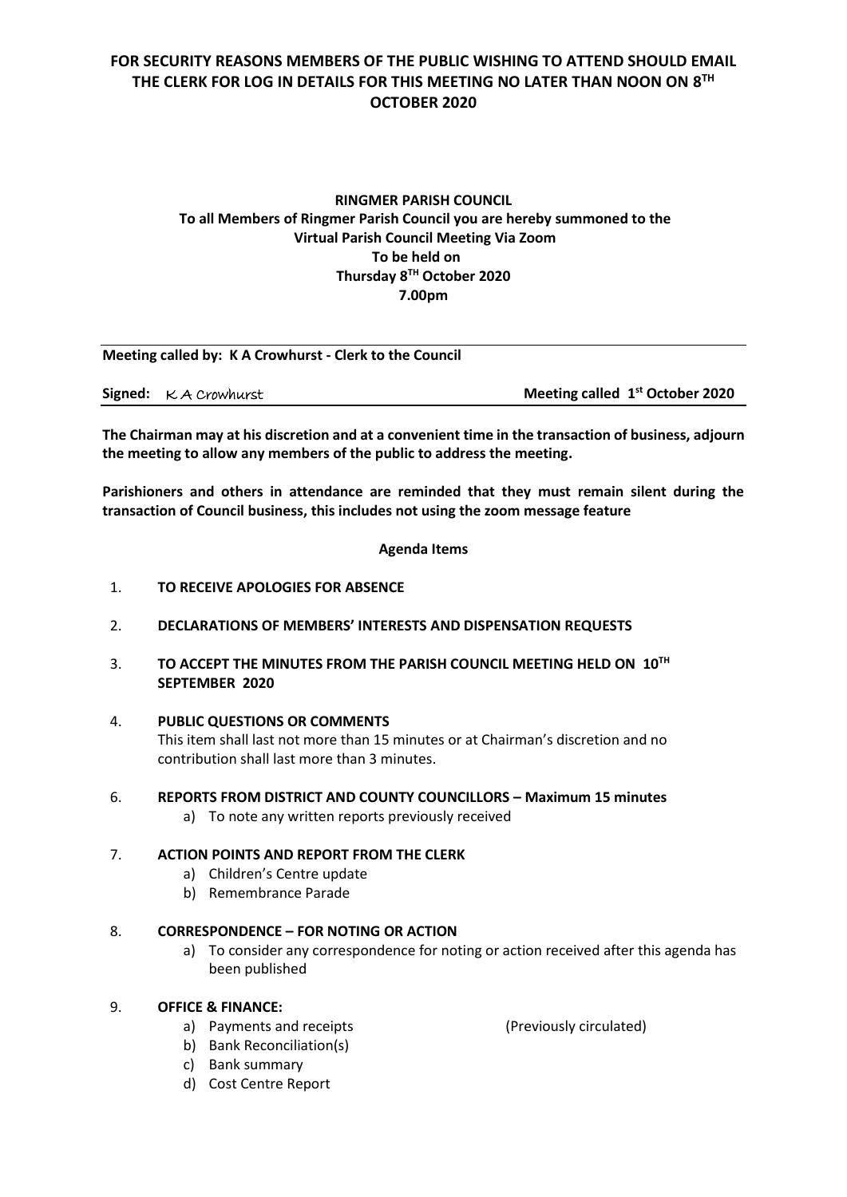**FOR SECURITY REASONS MEMBERS OF THE PUBLIC WISHING TO ATTEND SHOULD EMAIL THE CLERK FOR LOG IN DETAILS FOR THIS MEETING NO LATER THAN NOON ON 8TH OCTOBER 2020**

**RINGMER PARISH COUNCIL**
**To all Members of Ringmer Parish Council you are hereby summoned to the Virtual Parish Council Meeting Via Zoom**
**To be held on**
**Thursday 8TH October 2020**
**7.00pm**

---

**Meeting called by: K A Crowhurst - Clerk to the Council**

**Signed:** K A Crowhurst **Meeting called 1st October 2020**

---

**The Chairman may at his discretion and at a convenient time in the transaction of business, adjourn the meeting to allow any members of the public to address the meeting.**

**Parishioners and others in attendance are reminded that they must remain silent during the transaction of Council business, this includes not using the zoom message feature**

**Agenda Items**

1. **TO RECEIVE APOLOGIES FOR ABSENCE**

2. **DECLARATIONS OF MEMBERS' INTERESTS AND DISPENSATION REQUESTS**

3. **TO ACCEPT THE MINUTES FROM THE PARISH COUNCIL MEETING HELD ON 10TH SEPTEMBER 2020**

4. **PUBLIC QUESTIONS OR COMMENTS**
   This item shall last not more than 15 minutes or at Chairman's discretion and no contribution shall last more than 3 minutes.

6. **REPORTS FROM DISTRICT AND COUNTY COUNCILLORS – Maximum 15 minutes**
   a) To note any written reports previously received

7. **ACTION POINTS AND REPORT FROM THE CLERK**
   a) Children's Centre update
   b) Remembrance Parade

8. **CORRESPONDENCE – FOR NOTING OR ACTION**
   a) To consider any correspondence for noting or action received after this agenda has been published

9. **OFFICE & FINANCE:**
   a) Payments and receipts (Previously circulated)
   b) Bank Reconciliation(s)
   c) Bank summary
   d) Cost Centre Report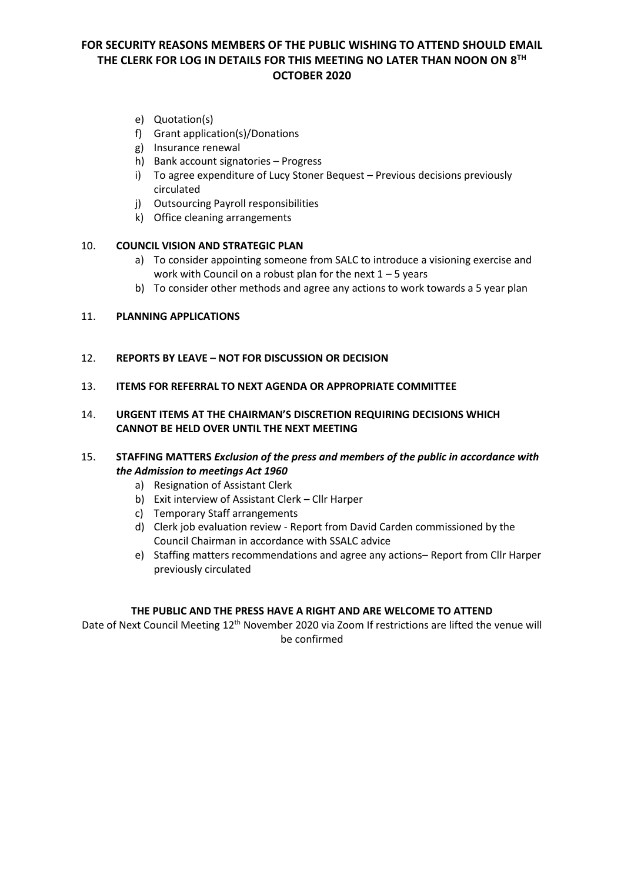**FOR SECURITY REASONS MEMBERS OF THE PUBLIC WISHING TO ATTEND SHOULD EMAIL THE CLERK FOR LOG IN DETAILS FOR THIS MEETING NO LATER THAN NOON ON 8TH OCTOBER 2020**

e) Quotation(s)
f) Grant application(s)/Donations
g) Insurance renewal
h) Bank account signatories – Progress
i) To agree expenditure of Lucy Stoner Bequest – Previous decisions previously circulated
j) Outsourcing Payroll responsibilities
k) Office cleaning arrangements

10. **COUNCIL VISION AND STRATEGIC PLAN**
    a) To consider appointing someone from SALC to introduce a visioning exercise and work with Council on a robust plan for the next 1 – 5 years
    b) To consider other methods and agree any actions to work towards a 5 year plan

11. **PLANNING APPLICATIONS**

12. **REPORTS BY LEAVE – NOT FOR DISCUSSION OR DECISION**

13. **ITEMS FOR REFERRAL TO NEXT AGENDA OR APPROPRIATE COMMITTEE**

14. **URGENT ITEMS AT THE CHAIRMAN'S DISCRETION REQUIRING DECISIONS WHICH CANNOT BE HELD OVER UNTIL THE NEXT MEETING**

15. **STAFFING MATTERS** ***Exclusion of the press and members of the public in accordance with the Admission to meetings Act 1960***
    a) Resignation of Assistant Clerk
    b) Exit interview of Assistant Clerk – Cllr Harper
    c) Temporary Staff arrangements
    d) Clerk job evaluation review - Report from David Carden commissioned by the Council Chairman in accordance with SSALC advice
    e) Staffing matters recommendations and agree any actions– Report from Cllr Harper previously circulated

**THE PUBLIC AND THE PRESS HAVE A RIGHT AND ARE WELCOME TO ATTEND**

Date of Next Council Meeting 12th November 2020 via Zoom If restrictions are lifted the venue will be confirmed